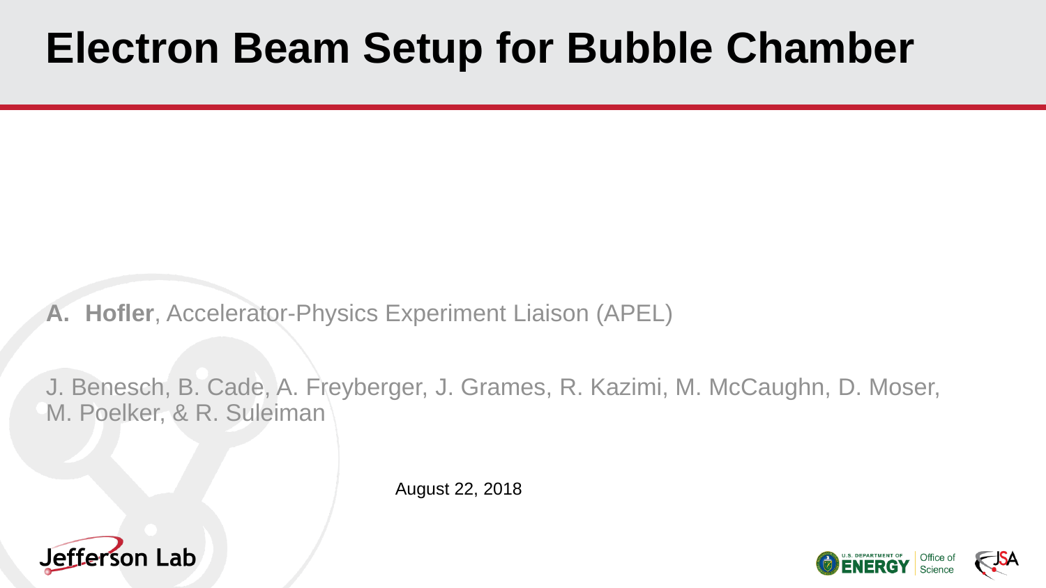# Electron Beam Setup for Bubble Chamber

**A. Hofler**, Accelerator-Physics Experiment Liaison (APEL)

J. Benesch, B. Cade, A. Freyberger, J. Grames, R. Kazimi, M. McCaughn, D. Moser, M. Poelker, & R. Suleiman

August 22, 2018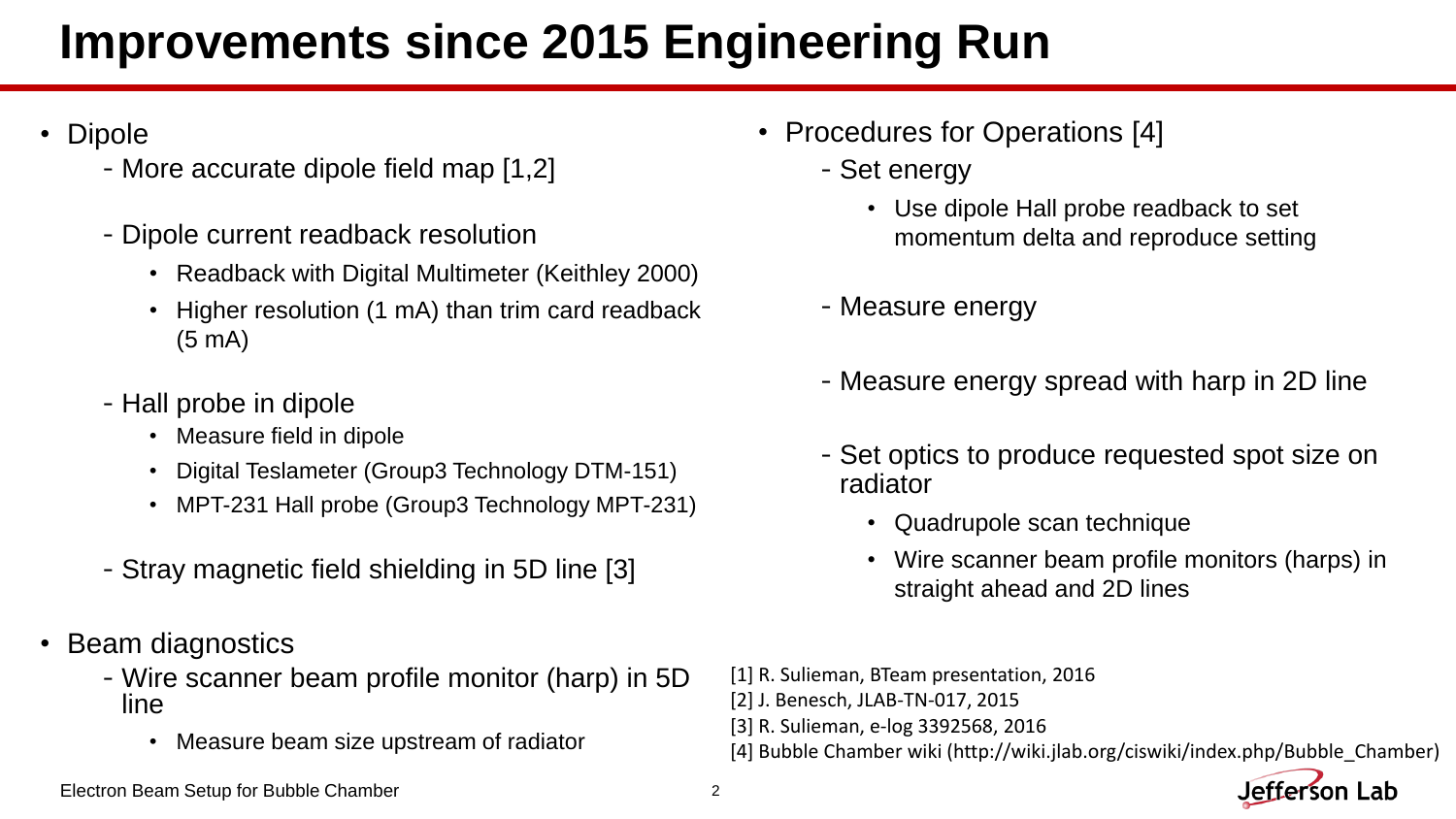# Improvements since 2015 Engineering Run

- Dipole
  - More accurate dipole field map [1,2]
  - Dipole current readback resolution
    - Readback with Digital Multimeter (Keithley 2000)
    - Higher resolution (1 mA) than trim card readback (5 mA)
  - Hall probe in dipole
    - Measure field in dipole
    - Digital Teslameter (Group3 Technology DTM-151)
    - MPT-231 Hall probe (Group3 Technology MPT-231)
  - Stray magnetic field shielding in 5D line [3]
- Beam diagnostics
  - Wire scanner beam profile monitor (harp) in 5D line
    - Measure beam size upstream of radiator
- Procedures for Operations [4]
  - Set energy
    - Use dipole Hall probe readback to set momentum delta and reproduce setting
  - Measure energy
  - Measure energy spread with harp in 2D line
  - Set optics to produce requested spot size on radiator
    - Quadrupole scan technique
    - Wire scanner beam profile monitors (harps) in straight ahead and 2D lines

[1] R. Sulieman, BTeam presentation, 2016
[2] J. Benesch, JLAB-TN-017, 2015
[3] R. Sulieman, e-log 3392568, 2016
[4] Bubble Chamber wiki (http://wiki.jlab.org/ciswiki/index.php/Bubble_Chamber)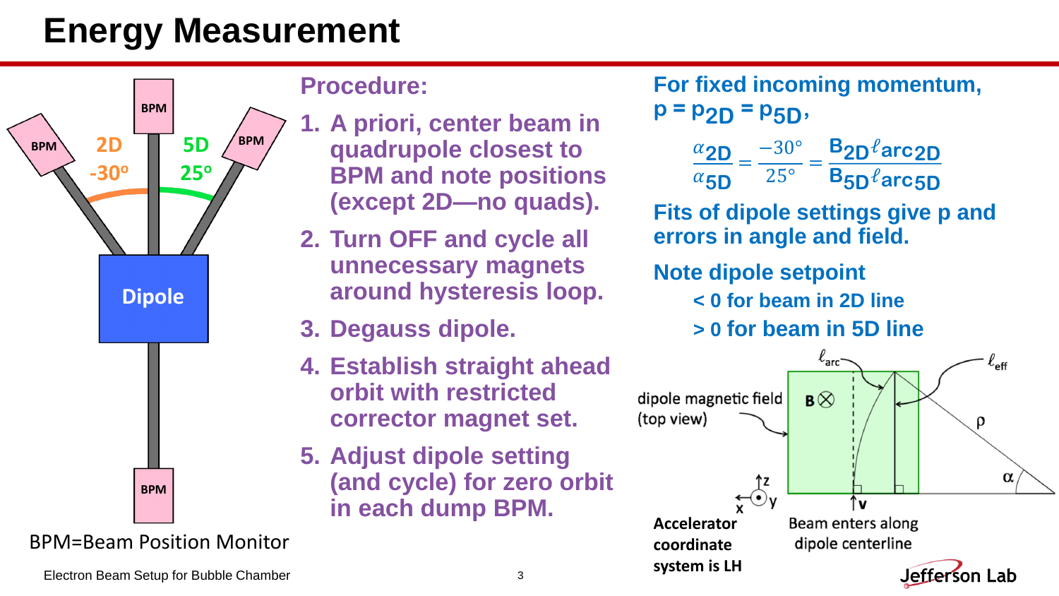# Energy Measurement

BPM=Beam Position Monitor

**Procedure:**

1. A priori, center beam in quadrupole closest to BPM and note positions (except 2D—no quads).
2. Turn OFF and cycle all unnecessary magnets around hysteresis loop.
3. Degauss dipole.
4. Establish straight ahead orbit with restricted corrector magnet set.
5. Adjust dipole setting (and cycle) for zero orbit in each dump BPM.

**For fixed incoming momentum, $p = p_{2D} = p_{5D}$,**

$$\frac{\alpha_{2D}}{\alpha_{5D}} = \frac{-30°}{25°} = \frac{B_{2D}\ell_{arc2D}}{B_{5D}\ell_{arc5D}}$$

**Fits of dipole settings give p and errors in angle and field.**

**Note dipole setpoint**

- **< 0 for beam in 2D line**
- **> 0 for beam in 5D line**

dipole magnetic field (top view)

Accelerator coordinate system is LH

Beam enters along dipole centerline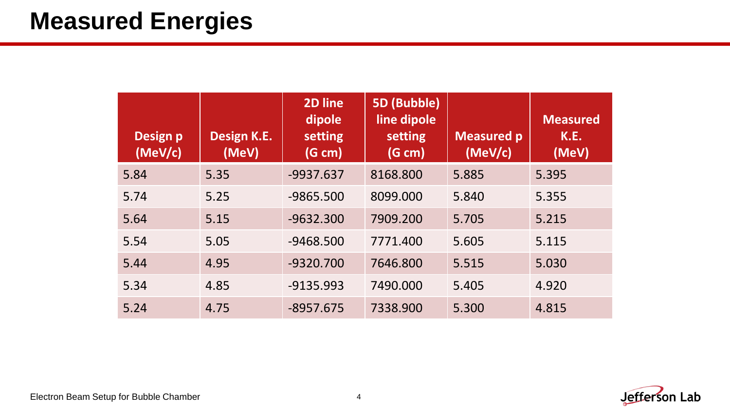# Measured Energies

| Design p (MeV/c) | Design K.E. (MeV) | 2D line dipole setting (G cm) | 5D (Bubble) line dipole setting (G cm) | Measured p (MeV/c) | Measured K.E. (MeV) |
|---|---|---|---|---|---|
| 5.84 | 5.35 | -9937.637 | 8168.800 | 5.885 | 5.395 |
| 5.74 | 5.25 | -9865.500 | 8099.000 | 5.840 | 5.355 |
| 5.64 | 5.15 | -9632.300 | 7909.200 | 5.705 | 5.215 |
| 5.54 | 5.05 | -9468.500 | 7771.400 | 5.605 | 5.115 |
| 5.44 | 4.95 | -9320.700 | 7646.800 | 5.515 | 5.030 |
| 5.34 | 4.85 | -9135.993 | 7490.000 | 5.405 | 4.920 |
| 5.24 | 4.75 | -8957.675 | 7338.900 | 5.300 | 4.815 |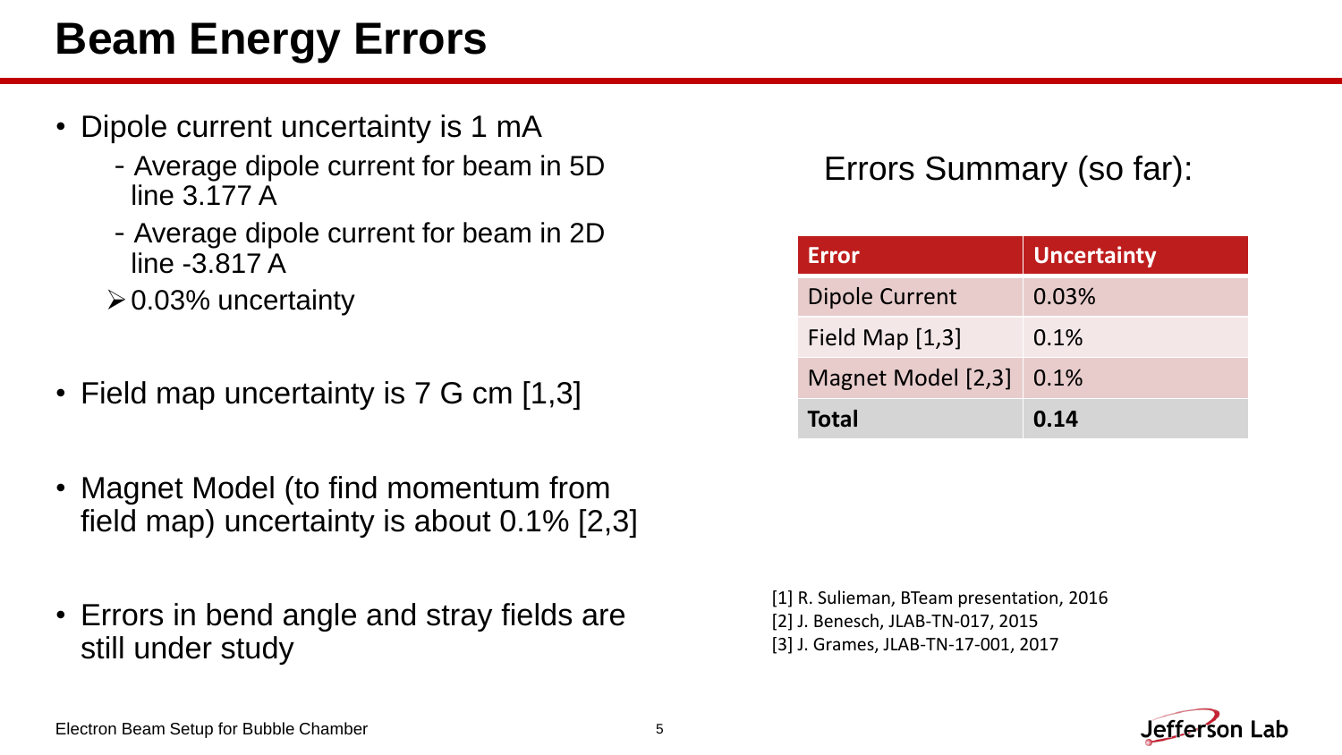# Beam Energy Errors

- Dipole current uncertainty is 1 mA
  - Average dipole current for beam in 5D line 3.177 A
  - Average dipole current for beam in 2D line -3.817 A
  - 0.03% uncertainty
- Field map uncertainty is 7 G cm [1,3]
- Magnet Model (to find momentum from field map) uncertainty is about 0.1% [2,3]
- Errors in bend angle and stray fields are still under study

Errors Summary (so far):

| Error | Uncertainty |
|---|---|
| Dipole Current | 0.03% |
| Field Map [1,3] | 0.1% |
| Magnet Model [2,3] | 0.1% |
| **Total** | **0.14** |

[1] R. Sulieman, BTeam presentation, 2016
[2] J. Benesch, JLAB-TN-017, 2015
[3] J. Grames, JLAB-TN-17-001, 2017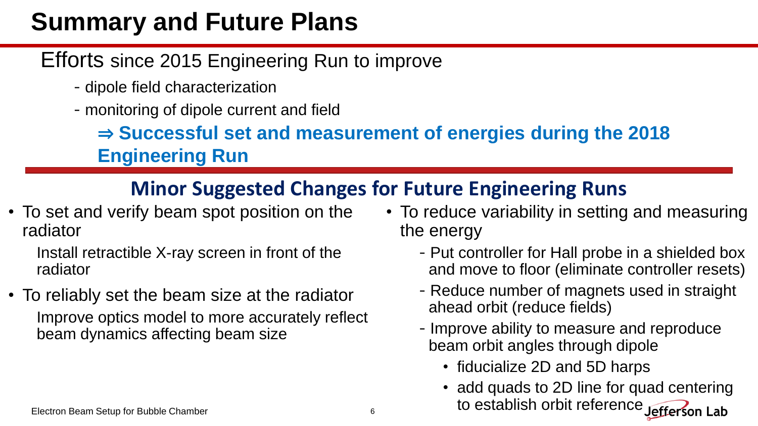# Summary and Future Plans

Efforts since 2015 Engineering Run to improve

- dipole field characterization
- monitoring of dipole current and field

**⇒ Successful set and measurement of energies during the 2018 Engineering Run**

## Minor Suggested Changes for Future Engineering Runs

- To set and verify beam spot position on the radiator

  Install retractible X-ray screen in front of the radiator

- To reliably set the beam size at the radiator

  Improve optics model to more accurately reflect beam dynamics affecting beam size

- To reduce variability in setting and measuring the energy
  - Put controller for Hall probe in a shielded box and move to floor (eliminate controller resets)
  - Reduce number of magnets used in straight ahead orbit (reduce fields)
  - Improve ability to measure and reproduce beam orbit angles through dipole
    - fiducialize 2D and 5D harps
    - add quads to 2D line for quad centering to establish orbit reference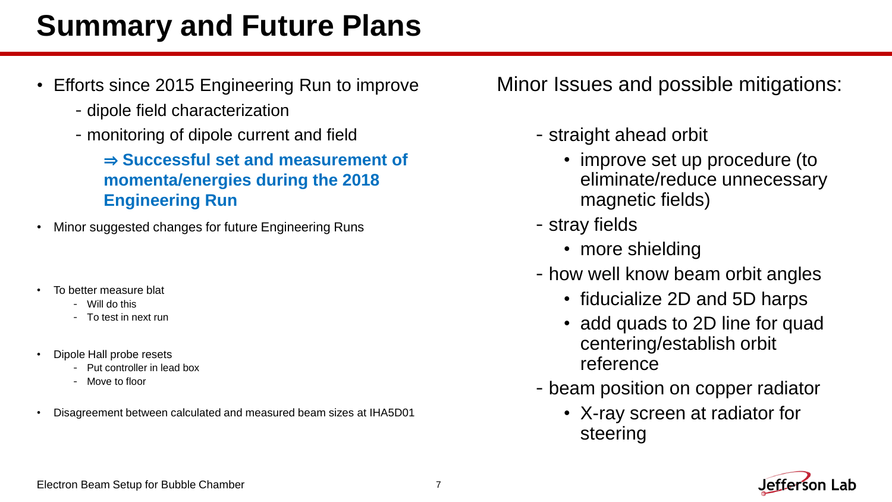# Summary and Future Plans

- Efforts since 2015 Engineering Run to improve
  - dipole field characterization
  - monitoring of dipole current and field

    **⇒ Successful set and measurement of momenta/energies during the 2018 Engineering Run**

- Minor suggested changes for future Engineering Runs

- To better measure blat
  - Will do this
  - To test in next run

- Dipole Hall probe resets
  - Put controller in lead box
  - Move to floor

- Disagreement between calculated and measured beam sizes at IHA5D01

Minor Issues and possible mitigations:

- straight ahead orbit
  - improve set up procedure (to eliminate/reduce unnecessary magnetic fields)
- stray fields
  - more shielding
- how well know beam orbit angles
  - fiducialize 2D and 5D harps
  - add quads to 2D line for quad centering/establish orbit reference
- beam position on copper radiator
  - X-ray screen at radiator for steering